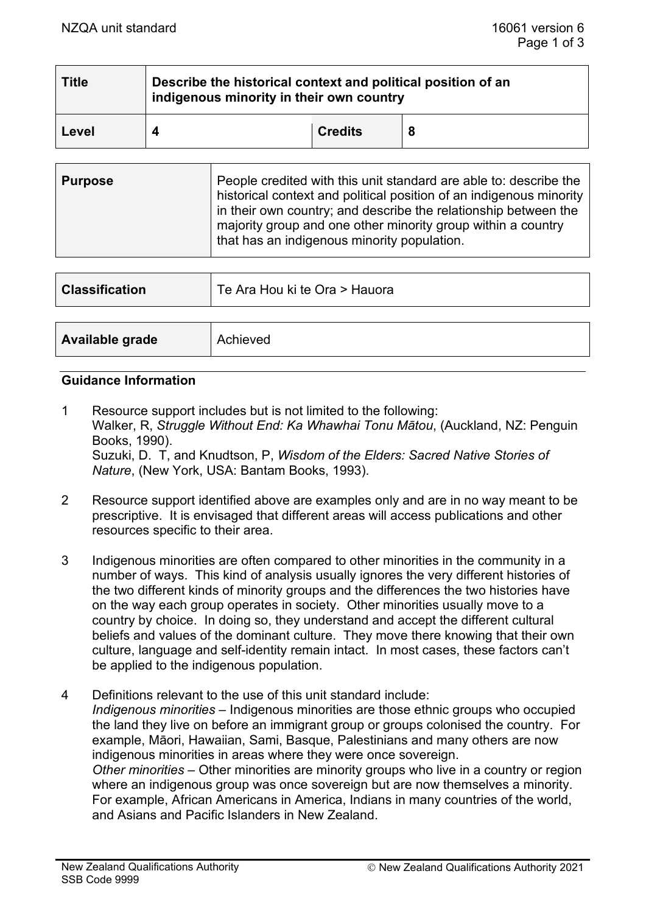| Title | Describe the historical context and political position of an indigenous minority in their own country | | |
|---|---|---|---|
| **Level** | **4** | **Credits** | **8** |

| **Purpose** | People credited with this unit standard are able to: describe the historical context and political position of an indigenous minority in their own country; and describe the relationship between the majority group and one other minority group within a country that has an indigenous minority population. |
|---|---|

| **Classification** | Te Ara Hou ki te Ora > Hauora |
|---|---|

| **Available grade** | Achieved |
|---|---|

## Guidance Information

1 Resource support includes but is not limited to the following:
Walker, R, *Struggle Without End: Ka Whawhai Tonu Mātou*, (Auckland, NZ: Penguin Books, 1990).
Suzuki, D. T, and Knudtson, P, *Wisdom of the Elders: Sacred Native Stories of Nature*, (New York, USA: Bantam Books, 1993).

2 Resource support identified above are examples only and are in no way meant to be prescriptive. It is envisaged that different areas will access publications and other resources specific to their area.

3 Indigenous minorities are often compared to other minorities in the community in a number of ways. This kind of analysis usually ignores the very different histories of the two different kinds of minority groups and the differences the two histories have on the way each group operates in society. Other minorities usually move to a country by choice. In doing so, they understand and accept the different cultural beliefs and values of the dominant culture. They move there knowing that their own culture, language and self-identity remain intact. In most cases, these factors can't be applied to the indigenous population.

4 Definitions relevant to the use of this unit standard include:
*Indigenous minorities* – Indigenous minorities are those ethnic groups who occupied the land they live on before an immigrant group or groups colonised the country. For example, Māori, Hawaiian, Sami, Basque, Palestinians and many others are now indigenous minorities in areas where they were once sovereign.
*Other minorities* – Other minorities are minority groups who live in a country or region where an indigenous group was once sovereign but are now themselves a minority. For example, African Americans in America, Indians in many countries of the world, and Asians and Pacific Islanders in New Zealand.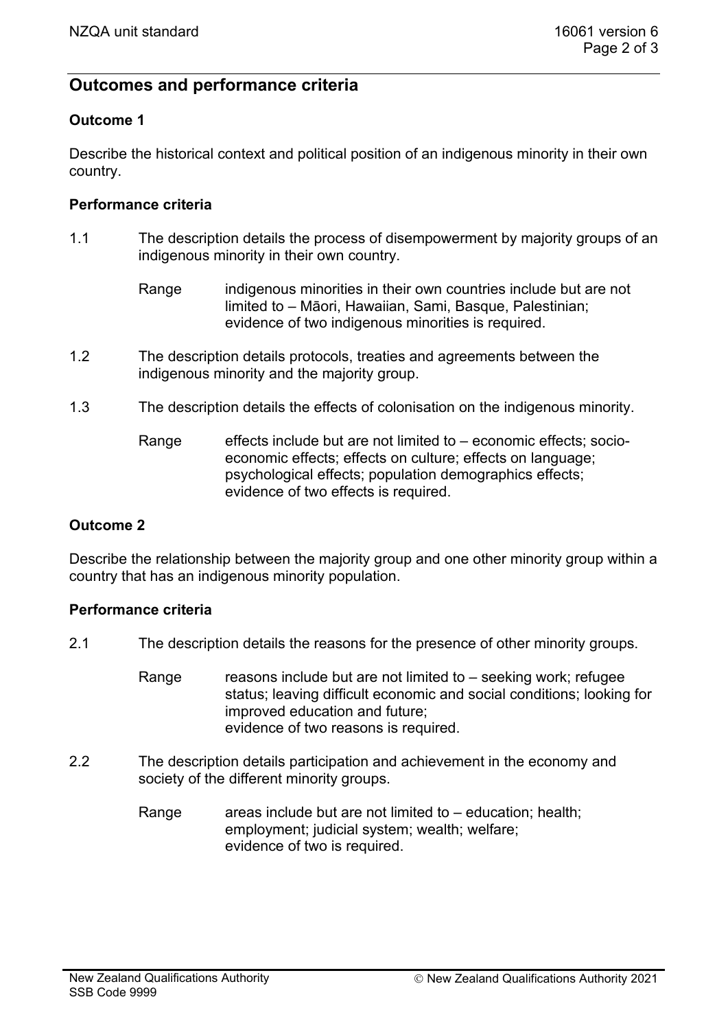## Outcomes and performance criteria

### Outcome 1

Describe the historical context and political position of an indigenous minority in their own country.

#### Performance criteria

1.1 The description details the process of disempowerment by majority groups of an indigenous minority in their own country.

Range: indigenous minorities in their own countries include but are not limited to – Māori, Hawaiian, Sami, Basque, Palestinian;
evidence of two indigenous minorities is required.

1.2 The description details protocols, treaties and agreements between the indigenous minority and the majority group.

1.3 The description details the effects of colonisation on the indigenous minority.

Range: effects include but are not limited to – economic effects; socio-economic effects; effects on culture; effects on language; psychological effects; population demographics effects;
evidence of two effects is required.

### Outcome 2

Describe the relationship between the majority group and one other minority group within a country that has an indigenous minority population.

#### Performance criteria

2.1 The description details the reasons for the presence of other minority groups.

Range: reasons include but are not limited to – seeking work; refugee status; leaving difficult economic and social conditions; looking for improved education and future;
evidence of two reasons is required.

2.2 The description details participation and achievement in the economy and society of the different minority groups.

Range: areas include but are not limited to – education; health; employment; judicial system; wealth; welfare;
evidence of two is required.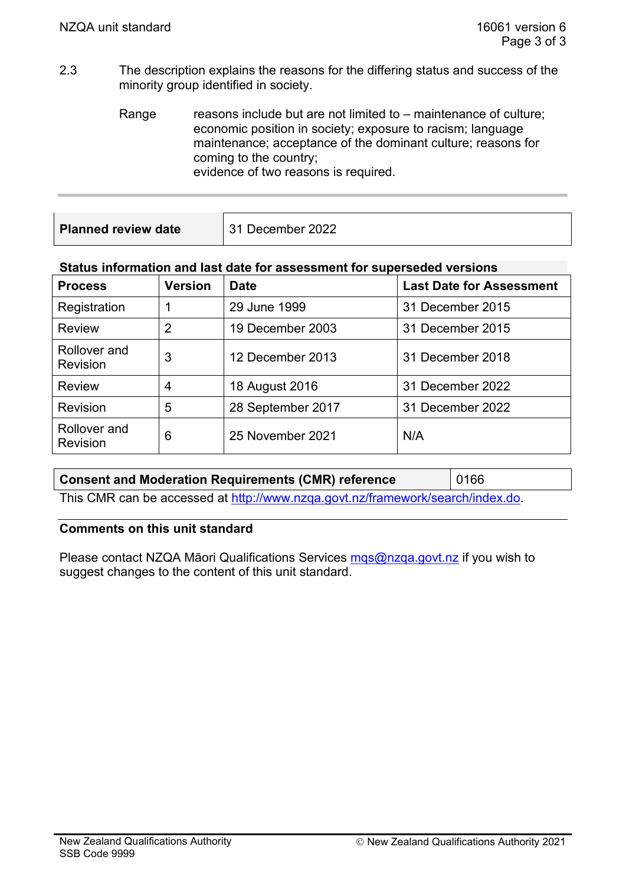2.3 The description explains the reasons for the differing status and success of the minority group identified in society.

Range reasons include but are not limited to – maintenance of culture; economic position in society; exposure to racism; language maintenance; acceptance of the dominant culture; reasons for coming to the country;
evidence of two reasons is required.

---

| **Planned review date** | 31 December 2022 |
|---|---|

**Status information and last date for assessment for superseded versions**

| Process | Version | Date | Last Date for Assessment |
|---|---|---|---|
| Registration | 1 | 29 June 1999 | 31 December 2015 |
| Review | 2 | 19 December 2003 | 31 December 2015 |
| Rollover and Revision | 3 | 12 December 2013 | 31 December 2018 |
| Review | 4 | 18 August 2016 | 31 December 2022 |
| Revision | 5 | 28 September 2017 | 31 December 2022 |
| Rollover and Revision | 6 | 25 November 2021 | N/A |

| **Consent and Moderation Requirements (CMR) reference** | 0166 |
|---|---|

This CMR can be accessed at http://www.nzqa.govt.nz/framework/search/index.do.

**Comments on this unit standard**

Please contact NZQA Māori Qualifications Services mqs@nzqa.govt.nz if you wish to suggest changes to the content of this unit standard.